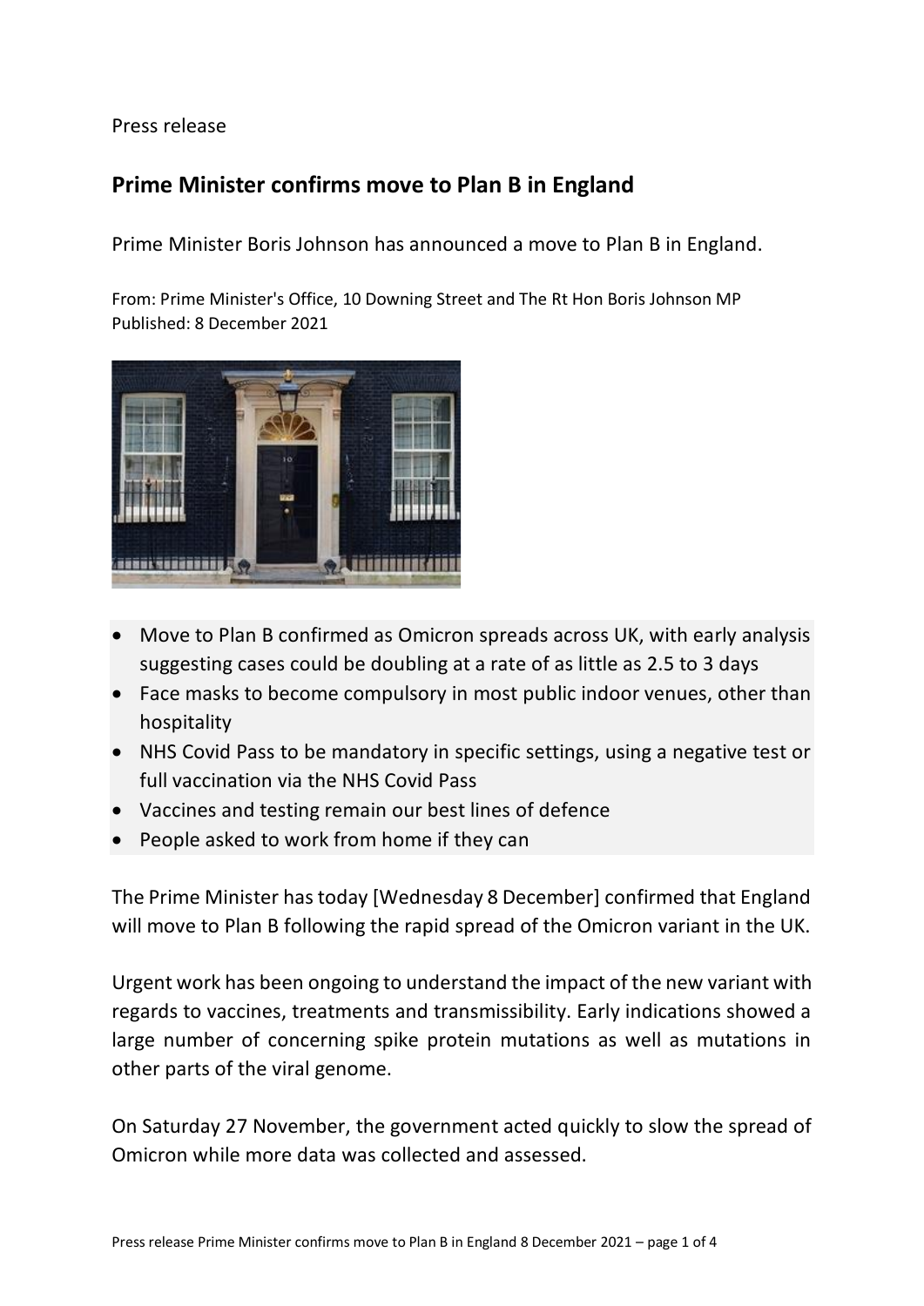Press release

## Prime Minister confirms move to Plan B in England

Prime Minister Boris Johnson has announced a move to Plan B in England.

From: Prime Minister's Office, 10 Downing Street and The Rt Hon Boris Johnson MP
Published: 8 December 2021

- Move to Plan B confirmed as Omicron spreads across UK, with early analysis suggesting cases could be doubling at a rate of as little as 2.5 to 3 days
- Face masks to become compulsory in most public indoor venues, other than hospitality
- NHS Covid Pass to be mandatory in specific settings, using a negative test or full vaccination via the NHS Covid Pass
- Vaccines and testing remain our best lines of defence
- People asked to work from home if they can

The Prime Minister has today [Wednesday 8 December] confirmed that England will move to Plan B following the rapid spread of the Omicron variant in the UK.

Urgent work has been ongoing to understand the impact of the new variant with regards to vaccines, treatments and transmissibility. Early indications showed a large number of concerning spike protein mutations as well as mutations in other parts of the viral genome.

On Saturday 27 November, the government acted quickly to slow the spread of Omicron while more data was collected and assessed.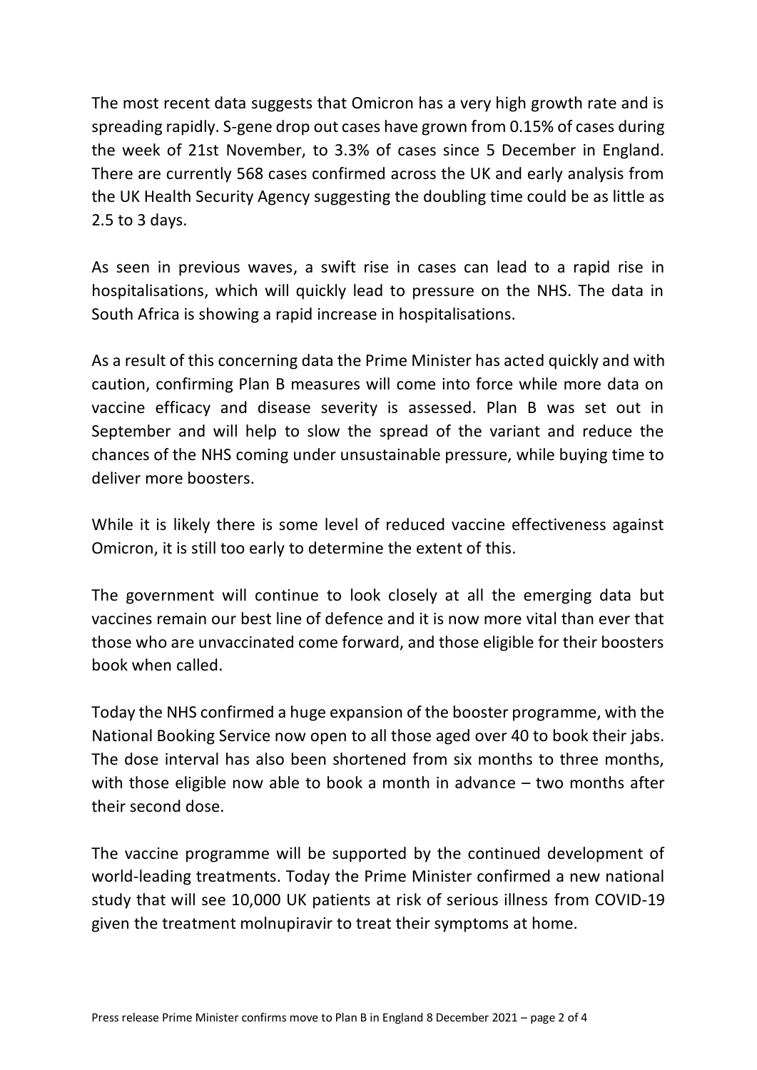The most recent data suggests that Omicron has a very high growth rate and is spreading rapidly. S-gene drop out cases have grown from 0.15% of cases during the week of 21st November, to 3.3% of cases since 5 December in England. There are currently 568 cases confirmed across the UK and early analysis from the UK Health Security Agency suggesting the doubling time could be as little as 2.5 to 3 days.

As seen in previous waves, a swift rise in cases can lead to a rapid rise in hospitalisations, which will quickly lead to pressure on the NHS. The data in South Africa is showing a rapid increase in hospitalisations.

As a result of this concerning data the Prime Minister has acted quickly and with caution, confirming Plan B measures will come into force while more data on vaccine efficacy and disease severity is assessed. Plan B was set out in September and will help to slow the spread of the variant and reduce the chances of the NHS coming under unsustainable pressure, while buying time to deliver more boosters.

While it is likely there is some level of reduced vaccine effectiveness against Omicron, it is still too early to determine the extent of this.

The government will continue to look closely at all the emerging data but vaccines remain our best line of defence and it is now more vital than ever that those who are unvaccinated come forward, and those eligible for their boosters book when called.

Today the NHS confirmed a huge expansion of the booster programme, with the National Booking Service now open to all those aged over 40 to book their jabs. The dose interval has also been shortened from six months to three months, with those eligible now able to book a month in advance – two months after their second dose.

The vaccine programme will be supported by the continued development of world-leading treatments. Today the Prime Minister confirmed a new national study that will see 10,000 UK patients at risk of serious illness from COVID-19 given the treatment molnupiravir to treat their symptoms at home.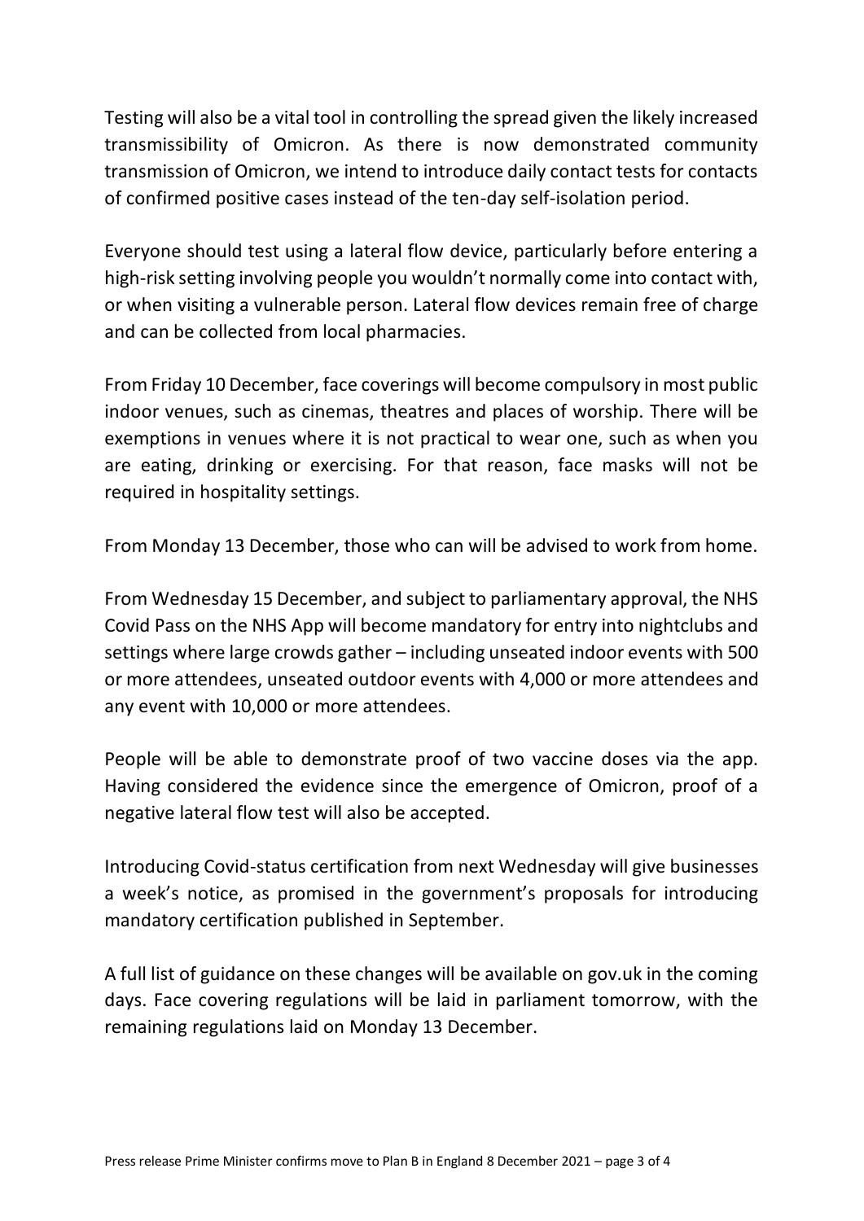Testing will also be a vital tool in controlling the spread given the likely increased transmissibility of Omicron. As there is now demonstrated community transmission of Omicron, we intend to introduce daily contact tests for contacts of confirmed positive cases instead of the ten-day self-isolation period.

Everyone should test using a lateral flow device, particularly before entering a high-risk setting involving people you wouldn't normally come into contact with, or when visiting a vulnerable person. Lateral flow devices remain free of charge and can be collected from local pharmacies.

From Friday 10 December, face coverings will become compulsory in most public indoor venues, such as cinemas, theatres and places of worship. There will be exemptions in venues where it is not practical to wear one, such as when you are eating, drinking or exercising. For that reason, face masks will not be required in hospitality settings.

From Monday 13 December, those who can will be advised to work from home.

From Wednesday 15 December, and subject to parliamentary approval, the NHS Covid Pass on the NHS App will become mandatory for entry into nightclubs and settings where large crowds gather – including unseated indoor events with 500 or more attendees, unseated outdoor events with 4,000 or more attendees and any event with 10,000 or more attendees.

People will be able to demonstrate proof of two vaccine doses via the app. Having considered the evidence since the emergence of Omicron, proof of a negative lateral flow test will also be accepted.

Introducing Covid-status certification from next Wednesday will give businesses a week's notice, as promised in the government's proposals for introducing mandatory certification published in September.

A full list of guidance on these changes will be available on gov.uk in the coming days. Face covering regulations will be laid in parliament tomorrow, with the remaining regulations laid on Monday 13 December.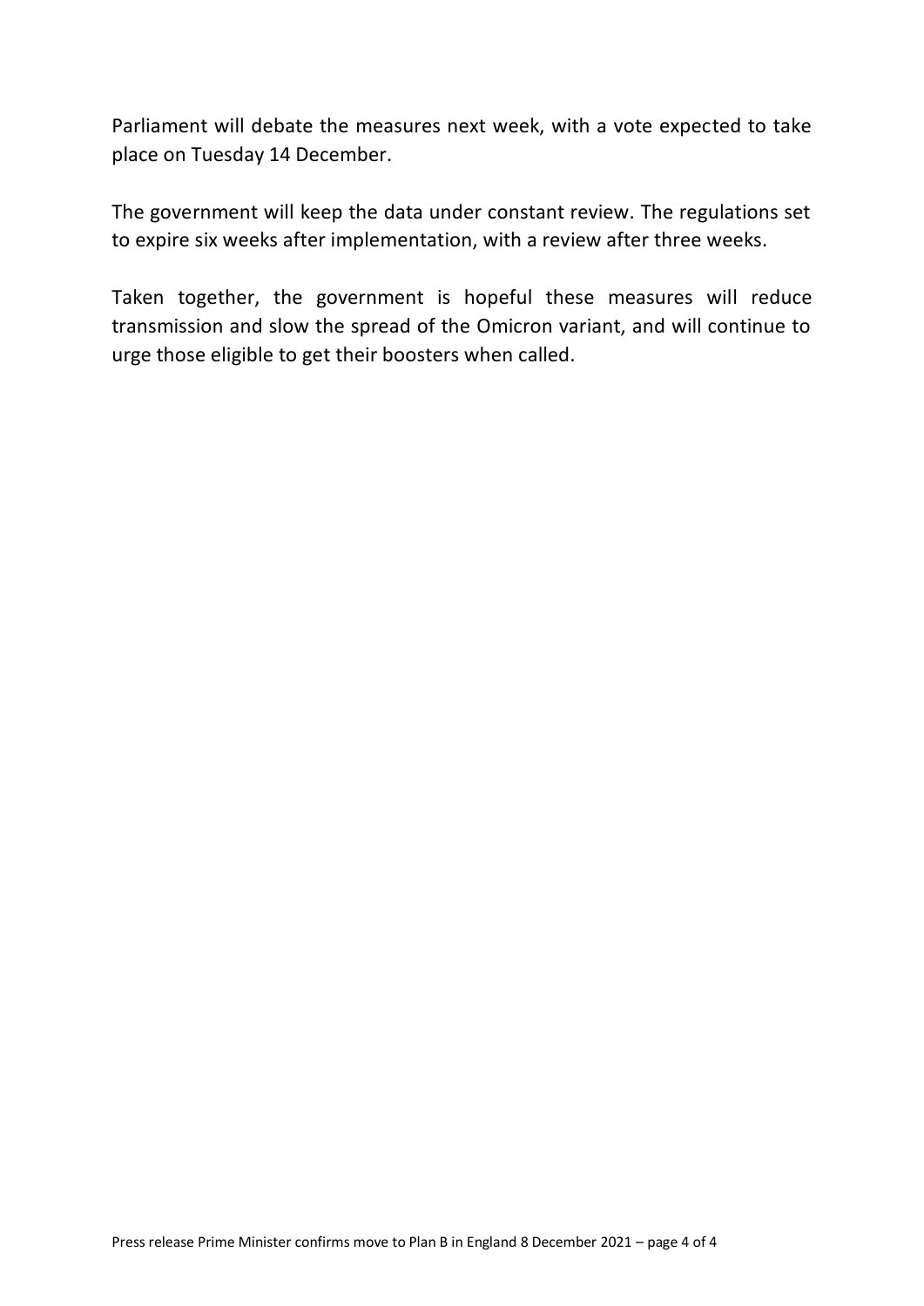Parliament will debate the measures next week, with a vote expected to take place on Tuesday 14 December.

The government will keep the data under constant review. The regulations set to expire six weeks after implementation, with a review after three weeks.

Taken together, the government is hopeful these measures will reduce transmission and slow the spread of the Omicron variant, and will continue to urge those eligible to get their boosters when called.